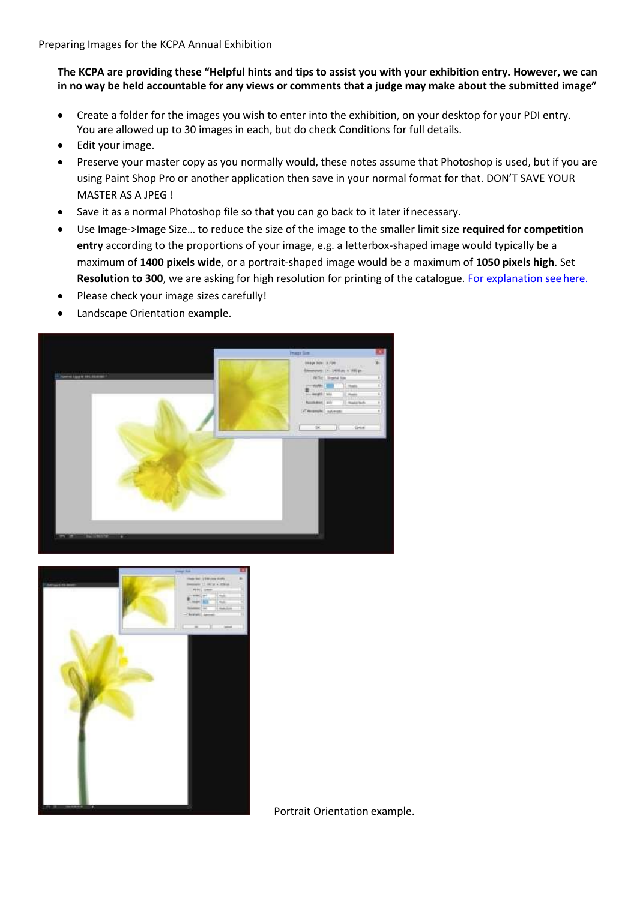Preparing Images for the KCPA Annual Exhibition

**The KCPA are providing these "Helpful hints and tips to assist you with your exhibition entry. However, we can in no way be held accountable for any views or comments that a judge may make about the submitted image"**

- Create a folder for the images you wish to enter into the exhibition, on your desktop for your PDI entry. You are allowed up to 30 images in each, but do check Conditions for full details.
- Edit your image.
- Preserve your master copy as you normally would, these notes assume that Photoshop is used, but if you are using Paint Shop Pro or another application then save in your normal format for that. DON'T SAVE YOUR MASTER AS A JPEG !
- Save it as a normal Photoshop file so that you can go back to it later if necessary.
- Use Image->Image Size… to reduce the size of the image to the smaller limit size **required for competition entry** according to the proportions of your image, e.g. a letterbox-shaped image would typically be a maximum of **1400 pixels wide**, or a portrait-shaped image would be a maximum of **1050 pixels high**. Set **Resolution to 300**, we are asking for high resolution for printing of the catalogue. [For explanation see here.]
- Please check your image sizes carefully!
- Landscape Orientation example.

Portrait Orientation example.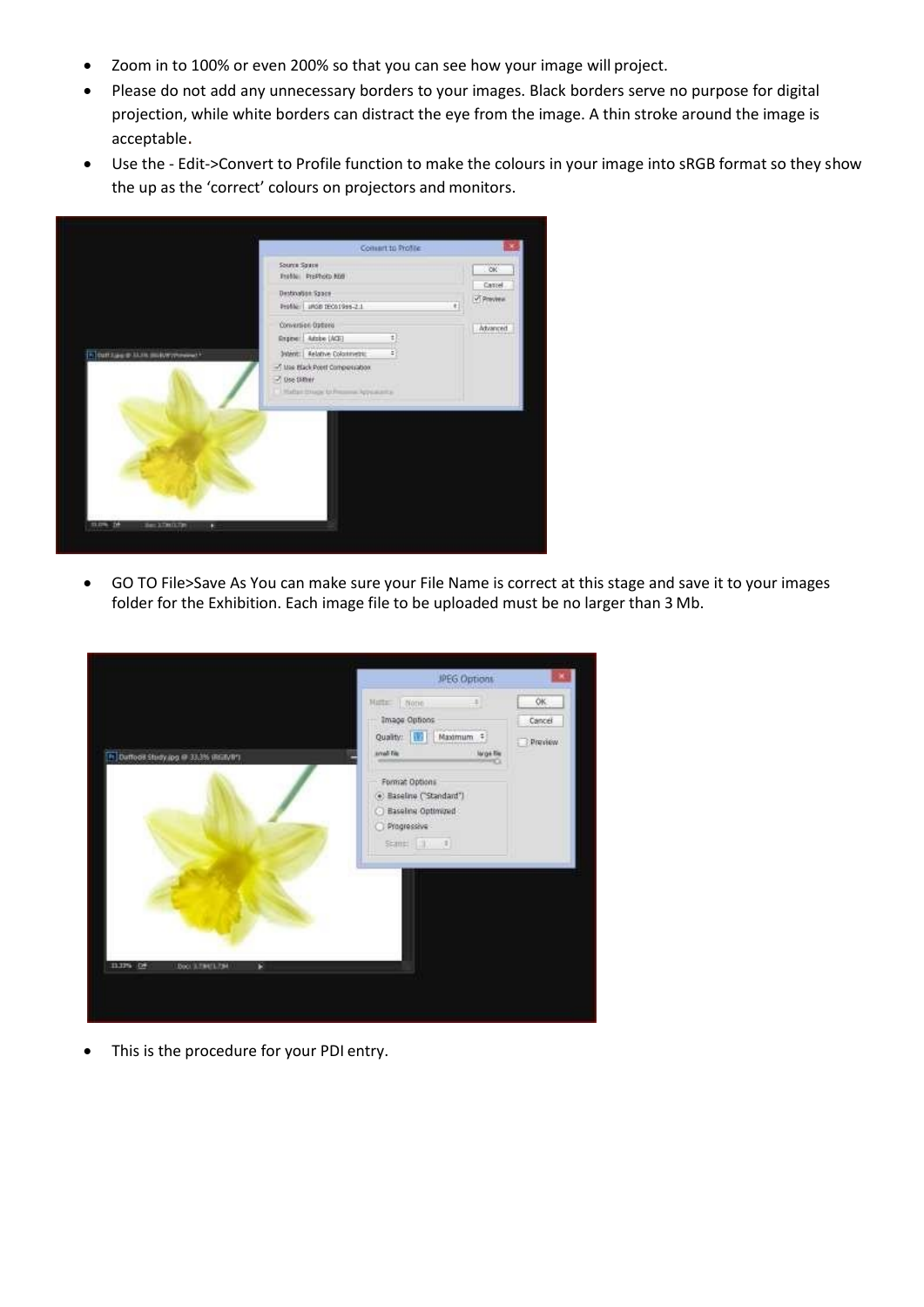- Zoom in to 100% or even 200% so that you can see how your image will project.
- Please do not add any unnecessary borders to your images. Black borders serve no purpose for digital projection, while white borders can distract the eye from the image. A thin stroke around the image is acceptable.
- Use the - Edit->Convert to Profile function to make the colours in your image into sRGB format so they show the up as the 'correct' colours on projectors and monitors.

- GO TO File>Save As You can make sure your File Name is correct at this stage and save it to your images folder for the Exhibition. Each image file to be uploaded must be no larger than 3 Mb.

- This is the procedure for your PDI entry.